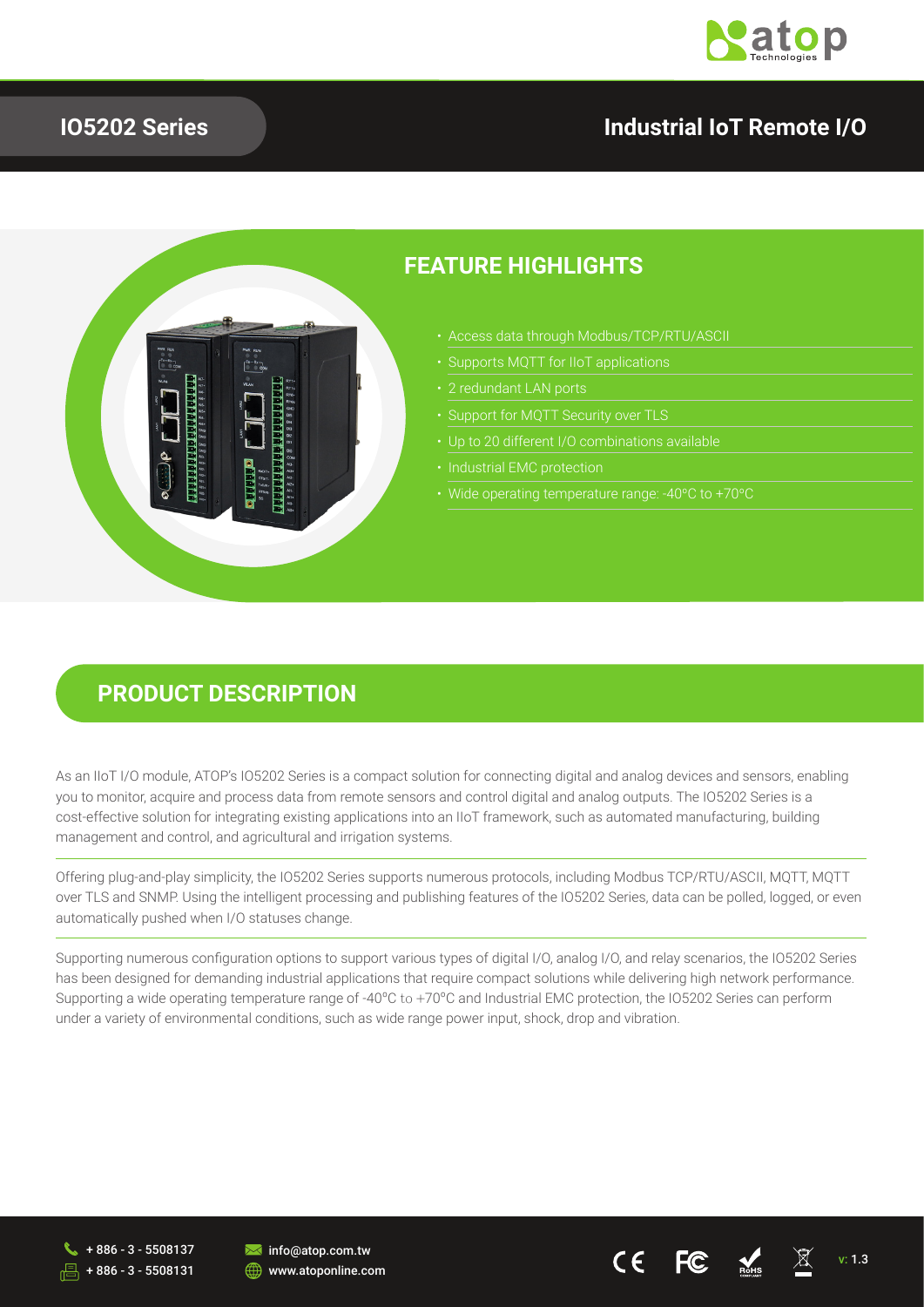# IO5202 Series

# Industrial IoT Remote I/O

## FEATURE HIGHLIGHTS

- Access data through Modbus/TCP/RTU/ASCII
- Supports MQTT for IIoT applications
- 2 redundant LAN ports
- Support for MQTT Security over TLS
- Up to 20 different I/O combinations available
- Industrial EMC protection
- Wide operating temperature range: -40°C to +70°C

## PRODUCT DESCRIPTION

As an IIoT I/O module, ATOP's IO5202 Series is a compact solution for connecting digital and analog devices and sensors, enabling you to monitor, acquire and process data from remote sensors and control digital and analog outputs. The IO5202 Series is a cost-effective solution for integrating existing applications into an IIoT framework, such as automated manufacturing, building management and control, and agricultural and irrigation systems.

Offering plug-and-play simplicity, the IO5202 Series supports numerous protocols, including Modbus TCP/RTU/ASCII, MQTT, MQTT over TLS and SNMP. Using the intelligent processing and publishing features of the IO5202 Series, data can be polled, logged, or even automatically pushed when I/O statuses change.

Supporting numerous configuration options to support various types of digital I/O, analog I/O, and relay scenarios, the IO5202 Series has been designed for demanding industrial applications that require compact solutions while delivering high network performance. Supporting a wide operating temperature range of -40°C to +70°C and Industrial EMC protection, the IO5202 Series can perform under a variety of environmental conditions, such as wide range power input, shock, drop and vibration.

+ 886 - 3 - 5508137
+ 886 - 3 - 5508131
info@atop.com.tw
www.atoponline.com

v: 1.3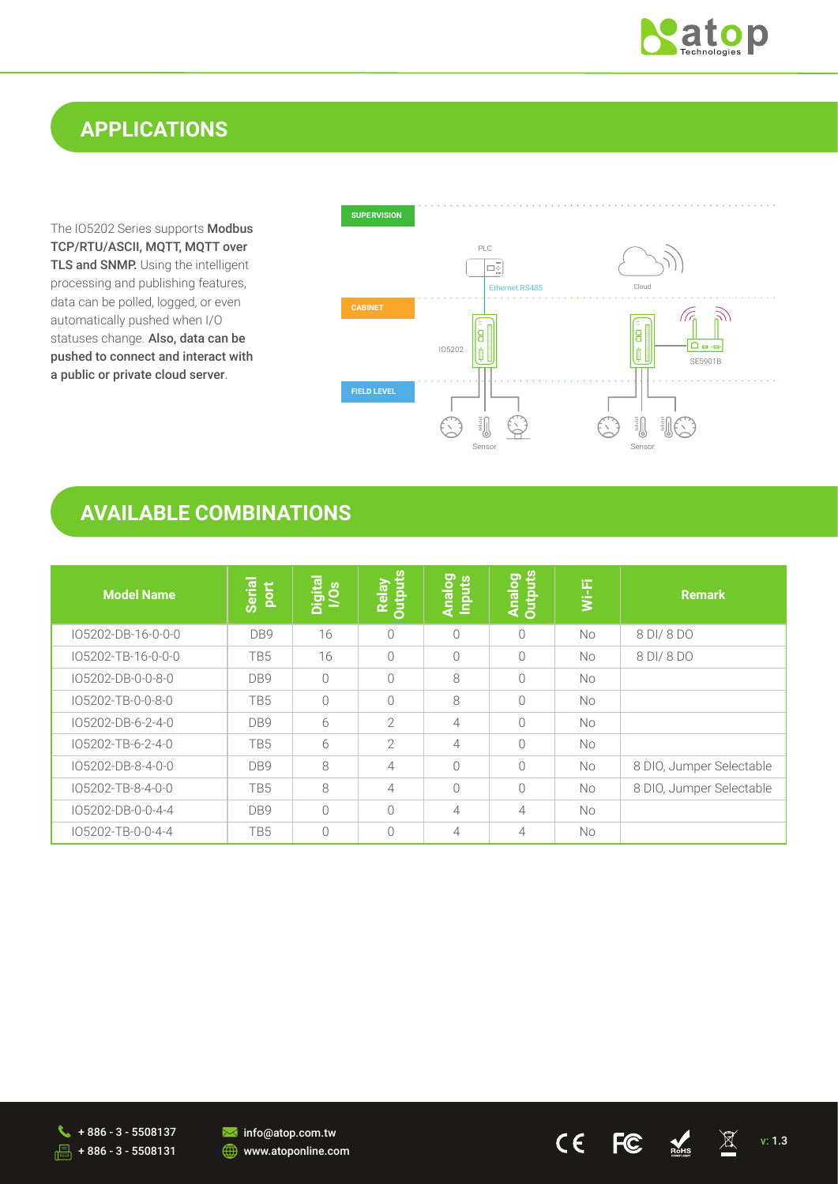## APPLICATIONS

The IO5202 Series supports **Modbus TCP/RTU/ASCII, MQTT, MQTT over TLS and SNMP.** Using the intelligent processing and publishing features, data can be polled, logged, or even automatically pushed when I/O statuses change. **Also, data can be pushed to connect and interact with a public or private cloud server**.

## AVAILABLE COMBINATIONS

| Model Name | Serial port | Digital I/Os | Relay Outputs | Analog Inputs | Analog Outputs | Wi-Fi | Remark |
|---|---|---|---|---|---|---|---|
| IO5202-DB-16-0-0-0 | DB9 | 16 | 0 | 0 | 0 | No | 8 DI/ 8 DO |
| IO5202-TB-16-0-0-0 | TB5 | 16 | 0 | 0 | 0 | No | 8 DI/ 8 DO |
| IO5202-DB-0-0-8-0 | DB9 | 0 | 0 | 8 | 0 | No | |
| IO5202-TB-0-0-8-0 | TB5 | 0 | 0 | 8 | 0 | No | |
| IO5202-DB-6-2-4-0 | DB9 | 6 | 2 | 4 | 0 | No | |
| IO5202-TB-6-2-4-0 | TB5 | 6 | 2 | 4 | 0 | No | |
| IO5202-DB-8-4-0-0 | DB9 | 8 | 4 | 0 | 0 | No | 8 DIO, Jumper Selectable |
| IO5202-TB-8-4-0-0 | TB5 | 8 | 4 | 0 | 0 | No | 8 DIO, Jumper Selectable |
| IO5202-DB-0-0-4-4 | DB9 | 0 | 0 | 4 | 4 | No | |
| IO5202-TB-0-0-4-4 | TB5 | 0 | 0 | 4 | 4 | No | |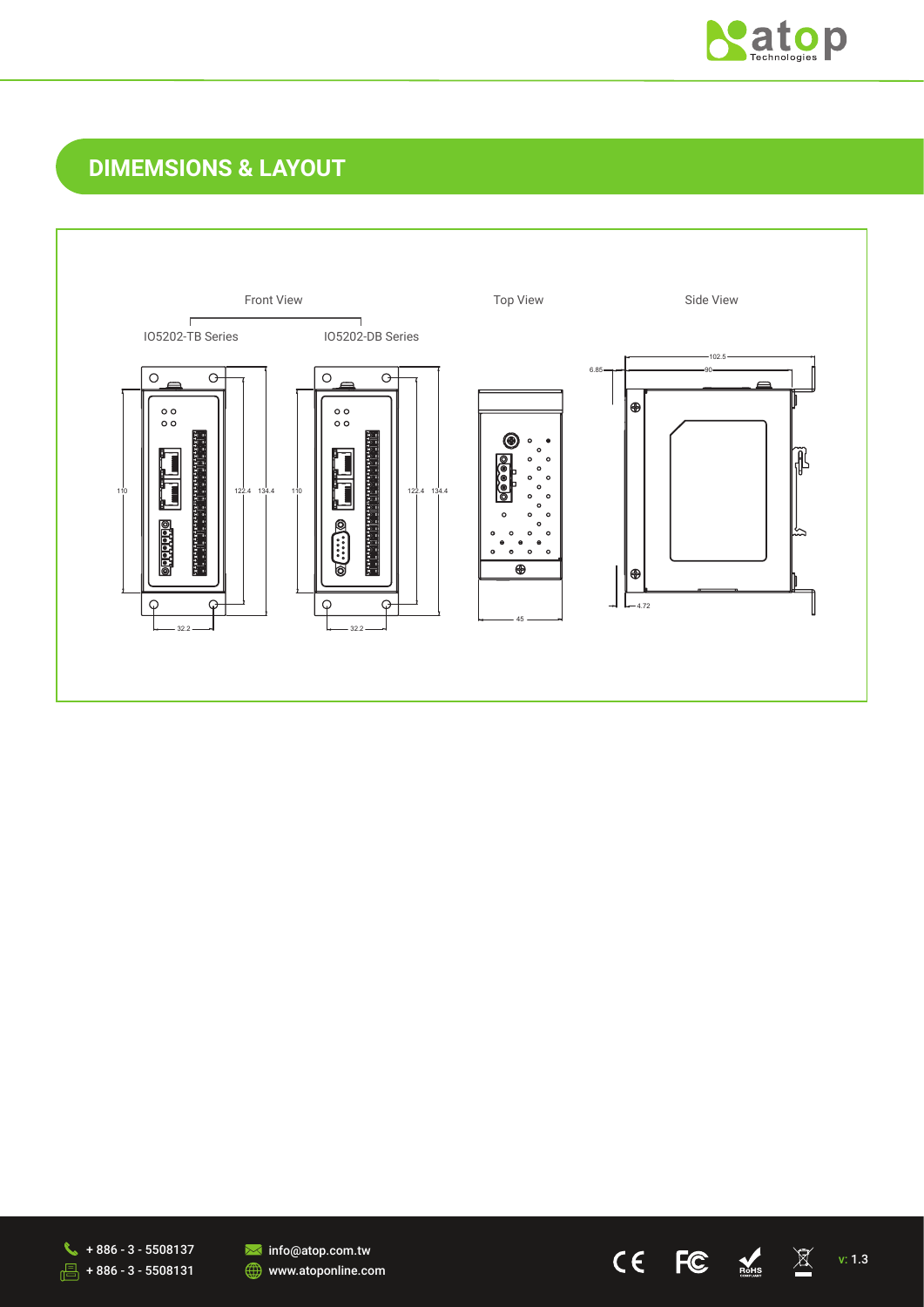## DIMEMSIONS & LAYOUT

Front View

IO5202-TB Series

IO5202-DB Series

Top View

Side View

110

122.4

134.4

32.2

45

102.5

90

6.85

4.72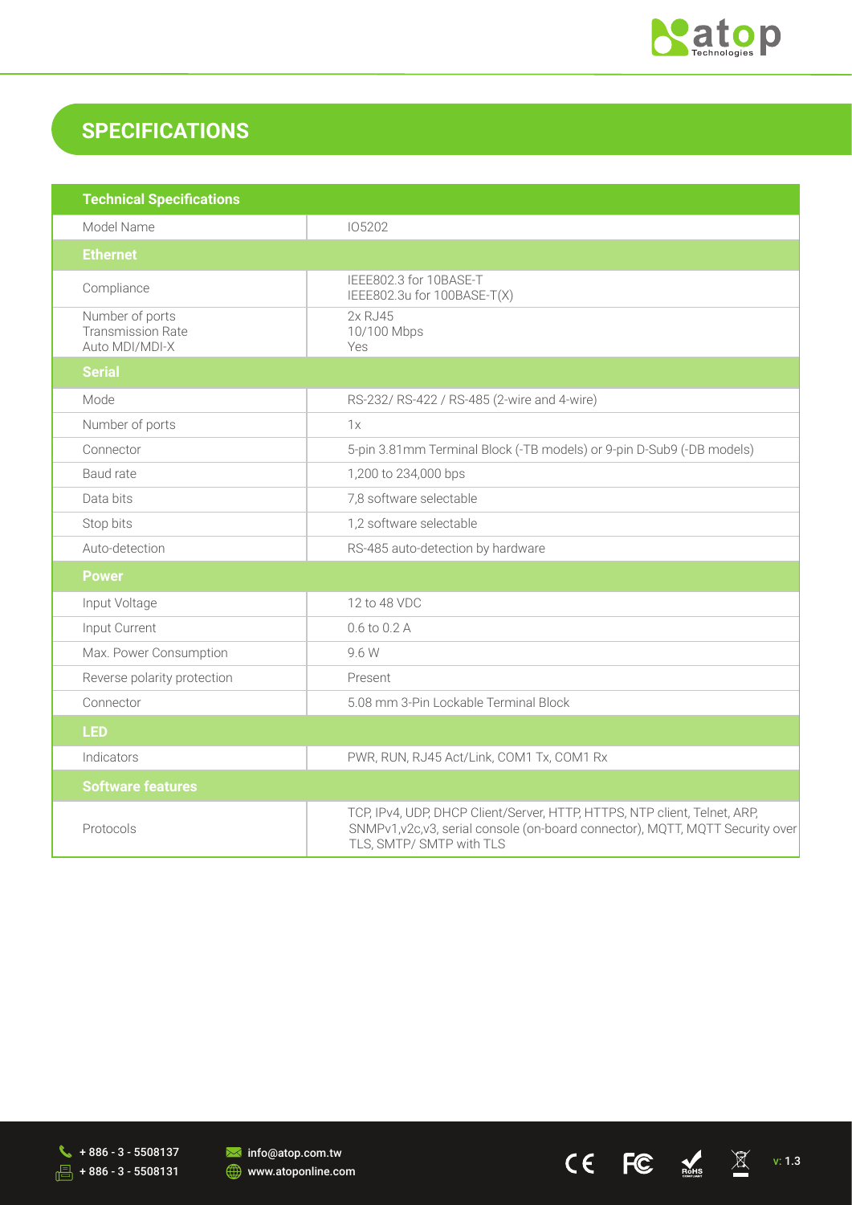# SPECIFICATIONS

| Technical Specifications | |
|---|---|
| Model Name | IO5202 |
| **Ethernet** | |
| Compliance | IEEE802.3 for 10BASE-T<br>IEEE802.3u for 100BASE-T(X) |
| Number of ports<br>Transmission Rate<br>Auto MDI/MDI-X | 2x RJ45<br>10/100 Mbps<br>Yes |
| **Serial** | |
| Mode | RS-232/ RS-422 / RS-485 (2-wire and 4-wire) |
| Number of ports | 1x |
| Connector | 5-pin 3.81mm Terminal Block (-TB models) or 9-pin D-Sub9 (-DB models) |
| Baud rate | 1,200 to 234,000 bps |
| Data bits | 7,8 software selectable |
| Stop bits | 1,2 software selectable |
| Auto-detection | RS-485 auto-detection by hardware |
| **Power** | |
| Input Voltage | 12 to 48 VDC |
| Input Current | 0.6 to 0.2 A |
| Max. Power Consumption | 9.6 W |
| Reverse polarity protection | Present |
| Connector | 5.08 mm 3-Pin Lockable Terminal Block |
| **LED** | |
| Indicators | PWR, RUN, RJ45 Act/Link, COM1 Tx, COM1 Rx |
| **Software features** | |
| Protocols | TCP, IPv4, UDP, DHCP Client/Server, HTTP, HTTPS, NTP client, Telnet, ARP, SNMPv1,v2c,v3, serial console (on-board connector), MQTT, MQTT Security over TLS, SMTP/ SMTP with TLS |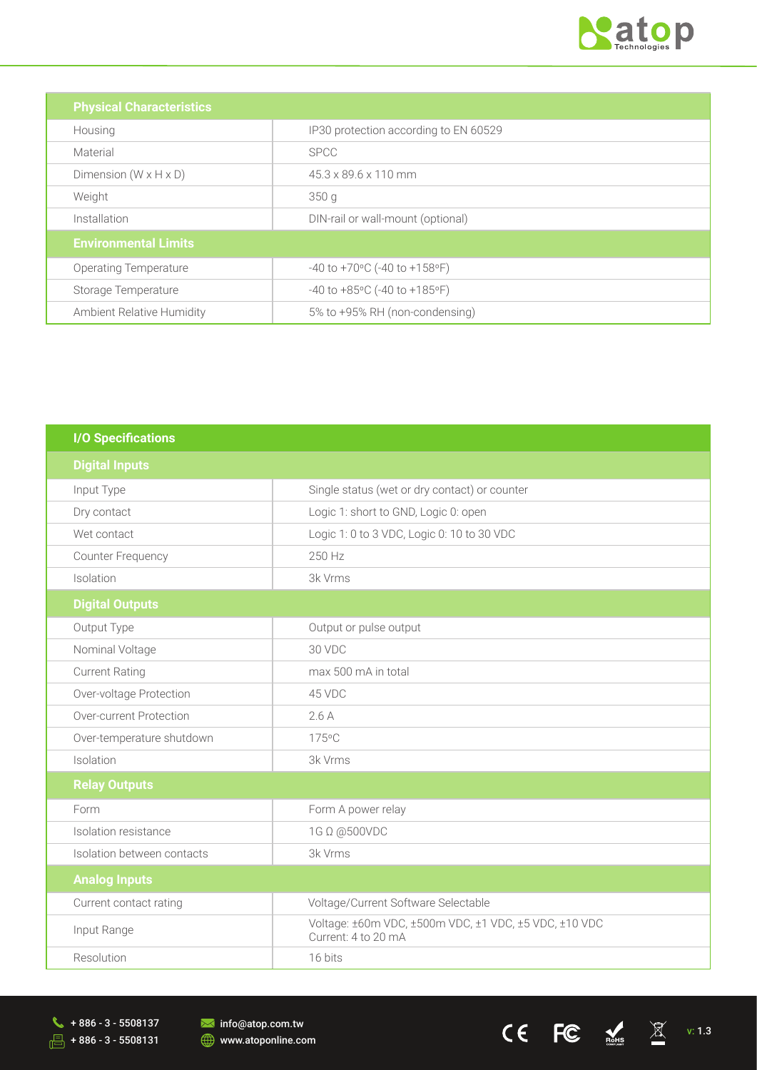| Physical Characteristics | |
|---|---|
| Housing | IP30 protection according to EN 60529 |
| Material | SPCC |
| Dimension (W x H x D) | 45.3 x 89.6 x 110 mm |
| Weight | 350 g |
| Installation | DIN-rail or wall-mount (optional) |
| **Environmental Limits** | |
| Operating Temperature | -40 to +70°C (-40 to +158°F) |
| Storage Temperature | -40 to +85°C (-40 to +185°F) |
| Ambient Relative Humidity | 5% to +95% RH (non-condensing) |

| I/O Specifications | |
|---|---|
| **Digital Inputs** | |
| Input Type | Single status (wet or dry contact) or counter |
| Dry contact | Logic 1: short to GND, Logic 0: open |
| Wet contact | Logic 1: 0 to 3 VDC, Logic 0: 10 to 30 VDC |
| Counter Frequency | 250 Hz |
| Isolation | 3k Vrms |
| **Digital Outputs** | |
| Output Type | Output or pulse output |
| Nominal Voltage | 30 VDC |
| Current Rating | max 500 mA in total |
| Over-voltage Protection | 45 VDC |
| Over-current Protection | 2.6 A |
| Over-temperature shutdown | 175°C |
| Isolation | 3k Vrms |
| **Relay Outputs** | |
| Form | Form A power relay |
| Isolation resistance | 1G Ω @500VDC |
| Isolation between contacts | 3k Vrms |
| **Analog Inputs** | |
| Current contact rating | Voltage/Current Software Selectable |
| Input Range | Voltage: ±60m VDC, ±500m VDC, ±1 VDC, ±5 VDC, ±10 VDC<br>Current: 4 to 20 mA |
| Resolution | 16 bits |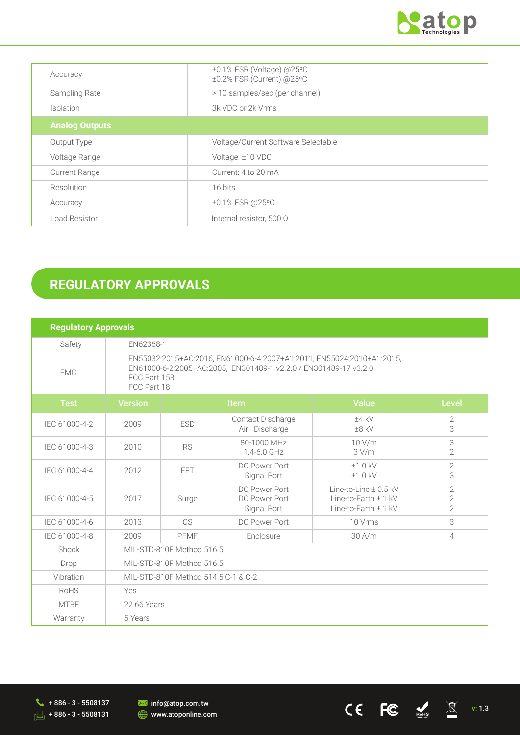| | |
|---|---|
| Accuracy | ±0.1% FSR (Voltage) @25ºC<br>±0.2% FSR (Current) @25ºC |
| Sampling Rate | > 10 samples/sec (per channel) |
| Isolation | 3k VDC or 2k Vrms |
| **Analog Outputs** | |
| Output Type | Voltage/Current Software Selectable |
| Voltage Range | Voltage: ±10 VDC |
| Current Range | Current: 4 to 20 mA |
| Resolution | 16 bits |
| Accuracy | ±0.1% FSR @25ºC |
| Load Resistor | Internal resistor, 500 Ω |

## REGULATORY APPROVALS

| **Regulatory Approvals** | | | | | |
|---|---|---|---|---|---|
| Safety | EN62368-1 | | | | |
| EMC | EN55032:2015+AC:2016, EN61000-6-4:2007+A1:2011, EN55024:2010+A1:2015, EN61000-6-2:2005+AC:2005, EN301489-1 v2.2.0 / EN301489-17 v3.2.0<br>FCC Part 15B<br>FCC Part 18 | | | | |
| **Test** | **Version** | | **Item** | **Value** | **Level** |
| IEC 61000-4-2 | 2009 | ESD | Contact Discharge<br>Air Discharge | ±4 kV<br>±8 kV | 2<br>3 |
| IEC 61000-4-3 | 2010 | RS | 80-1000 MHz<br>1.4-6.0 GHz | 10 V/m<br>3 V/m | 3<br>2 |
| IEC 61000-4-4 | 2012 | EFT | DC Power Port<br>Signal Port | ±1.0 kV<br>±1.0 kV | 2<br>3 |
| IEC 61000-4-5 | 2017 | Surge | DC Power Port<br>DC Power Port<br>Signal Port | Line-to-Line ± 0.5 kV<br>Line-to-Earth ± 1 kV<br>Line-to-Earth ± 1 kV | 2<br>2<br>2 |
| IEC 61000-4-6 | 2013 | CS | DC Power Port | 10 Vrms | 3 |
| IEC 61000-4-8 | 2009 | PFMF | Enclosure | 30 A/m | 4 |
| Shock | MIL-STD-810F Method 516.5 | | | | |
| Drop | MIL-STD-810F Method 516.5 | | | | |
| Vibration | MIL-STD-810F Method 514.5 C-1 & C-2 | | | | |
| RoHS | Yes | | | | |
| MTBF | 22.66 Years | | | | |
| Warranty | 5 Years | | | | |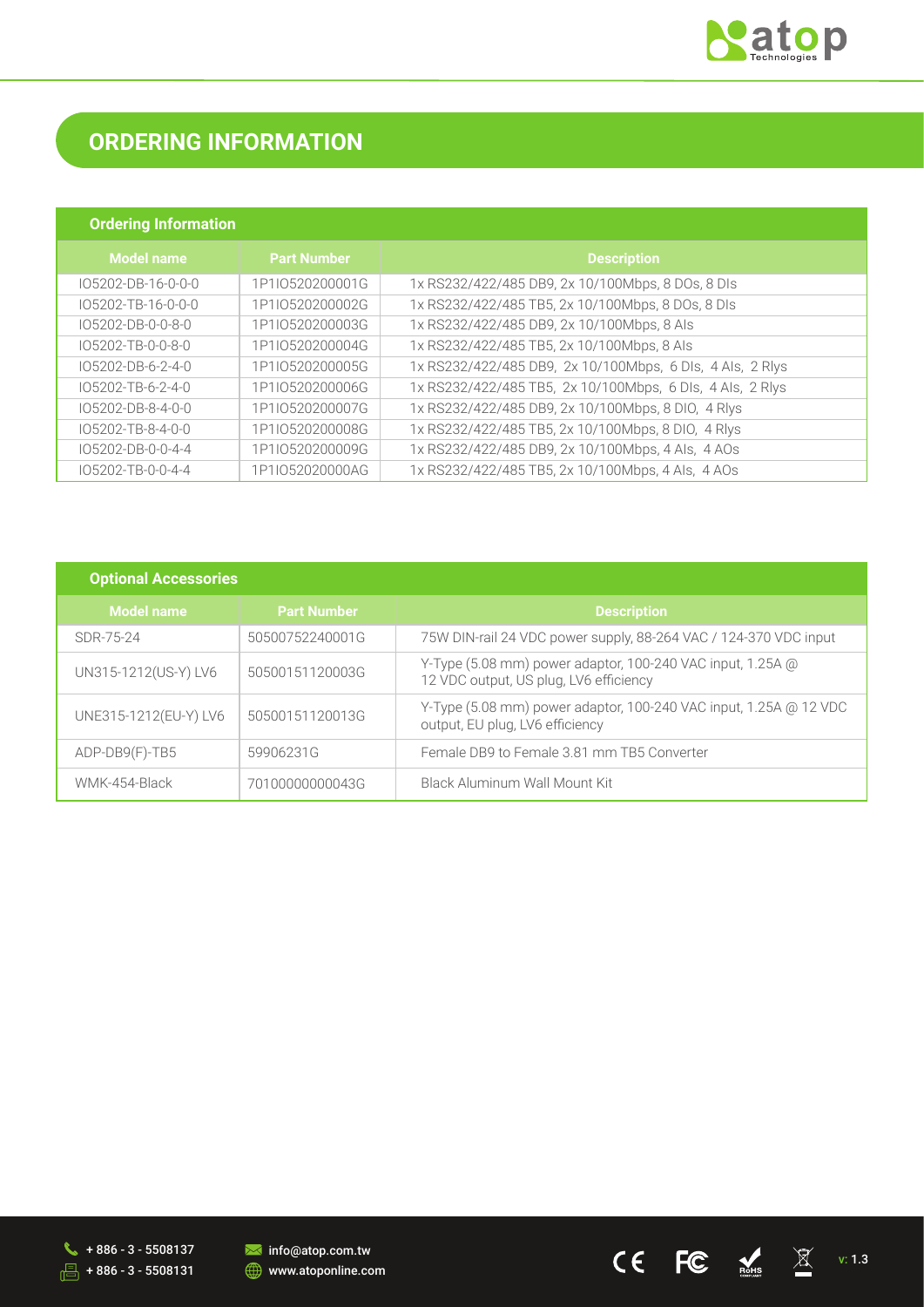# ORDERING INFORMATION

## Ordering Information

| Model name | Part Number | Description |
|---|---|---|
| IO5202-DB-16-0-0-0 | 1P1IO520200001G | 1x RS232/422/485 DB9, 2x 10/100Mbps, 8 DOs, 8 DIs |
| IO5202-TB-16-0-0-0 | 1P1IO520200002G | 1x RS232/422/485 TB5, 2x 10/100Mbps, 8 DOs, 8 DIs |
| IO5202-DB-0-0-8-0 | 1P1IO520200003G | 1x RS232/422/485 DB9, 2x 10/100Mbps, 8 AIs |
| IO5202-TB-0-0-8-0 | 1P1IO520200004G | 1x RS232/422/485 TB5, 2x 10/100Mbps, 8 AIs |
| IO5202-DB-6-2-4-0 | 1P1IO520200005G | 1x RS232/422/485 DB9, 2x 10/100Mbps, 6 DIs, 4 AIs, 2 Rlys |
| IO5202-TB-6-2-4-0 | 1P1IO520200006G | 1x RS232/422/485 TB5, 2x 10/100Mbps, 6 DIs, 4 AIs, 2 Rlys |
| IO5202-DB-8-4-0-0 | 1P1IO520200007G | 1x RS232/422/485 DB9, 2x 10/100Mbps, 8 DIO, 4 Rlys |
| IO5202-TB-8-4-0-0 | 1P1IO520200008G | 1x RS232/422/485 TB5, 2x 10/100Mbps, 8 DIO, 4 Rlys |
| IO5202-DB-0-0-4-4 | 1P1IO520200009G | 1x RS232/422/485 DB9, 2x 10/100Mbps, 4 AIs, 4 AOs |
| IO5202-TB-0-0-4-4 | 1P1IO52020000AG | 1x RS232/422/485 TB5, 2x 10/100Mbps, 4 AIs, 4 AOs |

## Optional Accessories

| Model name | Part Number | Description |
|---|---|---|
| SDR-75-24 | 50500752240001G | 75W DIN-rail 24 VDC power supply, 88-264 VAC / 124-370 VDC input |
| UN315-1212(US-Y) LV6 | 50500151120003G | Y-Type (5.08 mm) power adaptor, 100-240 VAC input, 1.25A @ 12 VDC output, US plug, LV6 efficiency |
| UNE315-1212(EU-Y) LV6 | 50500151120013G | Y-Type (5.08 mm) power adaptor, 100-240 VAC input, 1.25A @ 12 VDC output, EU plug, LV6 efficiency |
| ADP-DB9(F)-TB5 | 59906231G | Female DB9 to Female 3.81 mm TB5 Converter |
| WMK-454-Black | 70100000000043G | Black Aluminum Wall Mount Kit |

+ 886 - 3 - 5508137
+ 886 - 3 - 5508131
info@atop.com.tw
www.atoponline.com

v: 1.3